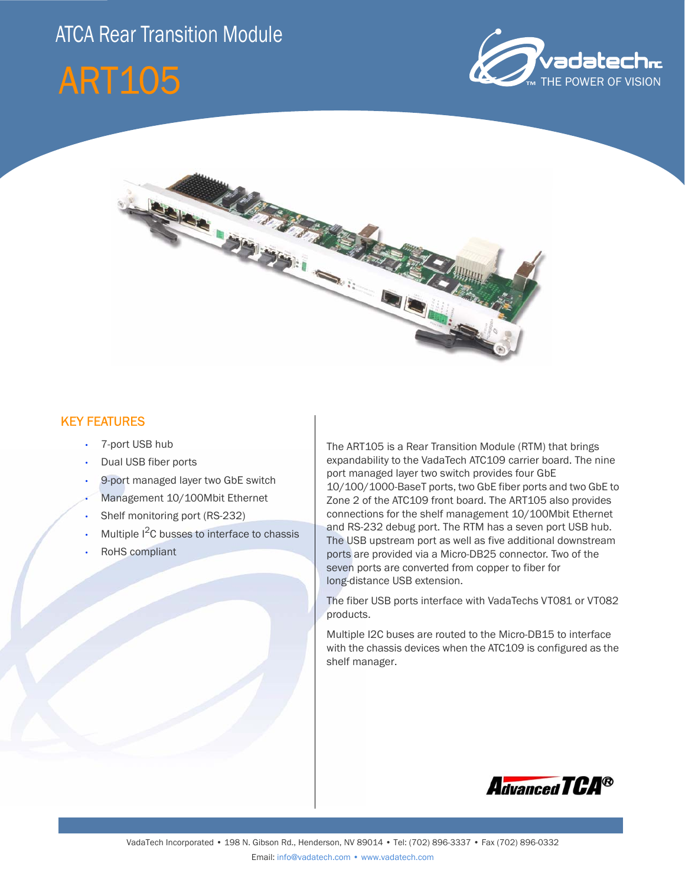# ATCA Rear Transition Module

# ART105

vadatech™ THE POWER OF VISION

## KEY FEATURES

- 7-port USB hub
- Dual USB fiber ports
- 9-port managed layer two GbE switch
- Management 10/100Mbit Ethernet
- Shelf monitoring port (RS-232)
- Multiple I$^2$C busses to interface to chassis
- RoHS compliant

The ART105 is a Rear Transition Module (RTM) that brings expandability to the VadaTech ATC109 carrier board. The nine port managed layer two switch provides four GbE 10/100/1000-BaseT ports, two GbE fiber ports and two GbE to Zone 2 of the ATC109 front board. The ART105 also provides connections for the shelf management 10/100Mbit Ethernet and RS-232 debug port. The RTM has a seven port USB hub. The USB upstream port as well as five additional downstream ports are provided via a Micro-DB25 connector. Two of the seven ports are converted from copper to fiber for long-distance USB extension.

The fiber USB ports interface with VadaTechs VT081 or VT082 products.

Multiple I2C buses are routed to the Micro-DB15 to interface with the chassis devices when the ATC109 is configured as the shelf manager.

AdvancedTCA®

VadaTech Incorporated • 198 N. Gibson Rd., Henderson, NV 89014 • Tel: (702) 896-3337 • Fax (702) 896-0332

Email: info@vadatech.com • www.vadatech.com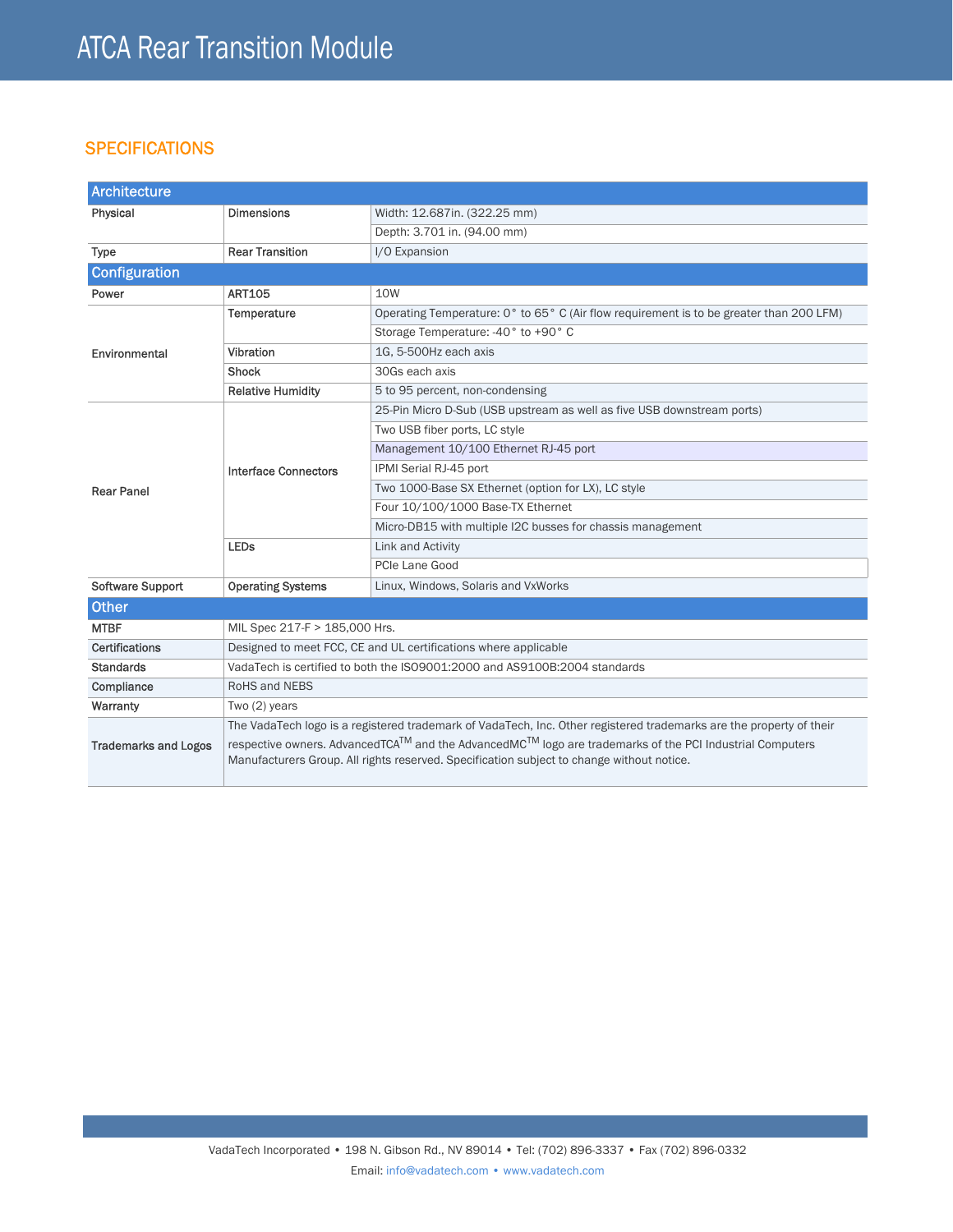# ATCA Rear Transition Module

## SPECIFICATIONS

| Architecture | | |
|---|---|---|
| Physical | Dimensions | Width: 12.687in. (322.25 mm) |
| | | Depth: 3.701 in. (94.00 mm) |
| Type | Rear Transition | I/O Expansion |
| **Configuration** | | |
| Power | ART105 | 10W |
| Environmental | Temperature | Operating Temperature: 0° to 65° C (Air flow requirement is to be greater than 200 LFM) |
| | | Storage Temperature: -40° to +90° C |
| | Vibration | 1G, 5-500Hz each axis |
| | Shock | 30Gs each axis |
| | Relative Humidity | 5 to 95 percent, non-condensing |
| Rear Panel | Interface Connectors | 25-Pin Micro D-Sub (USB upstream as well as five USB downstream ports) |
| | | Two USB fiber ports, LC style |
| | | Management 10/100 Ethernet RJ-45 port |
| | | IPMI Serial RJ-45 port |
| | | Two 1000-Base SX Ethernet (option for LX), LC style |
| | | Four 10/100/1000 Base-TX Ethernet |
| | | Micro-DB15 with multiple I2C busses for chassis management |
| | LEDs | Link and Activity |
| | | PCIe Lane Good |
| Software Support | Operating Systems | Linux, Windows, Solaris and VxWorks |
| **Other** | | |
| MTBF | MIL Spec 217-F > 185,000 Hrs. | |
| Certifications | Designed to meet FCC, CE and UL certifications where applicable | |
| Standards | VadaTech is certified to both the ISO9001:2000 and AS9100B:2004 standards | |
| Compliance | RoHS and NEBS | |
| Warranty | Two (2) years | |
| Trademarks and Logos | The VadaTech logo is a registered trademark of VadaTech, Inc. Other registered trademarks are the property of their respective owners. AdvancedTCA™ and the AdvancedMC™ logo are trademarks of the PCI Industrial Computers Manufacturers Group. All rights reserved. Specification subject to change without notice. | |

VadaTech Incorporated • 198 N. Gibson Rd., NV 89014 • Tel: (702) 896-3337 • Fax (702) 896-0332

Email: info@vadatech.com • www.vadatech.com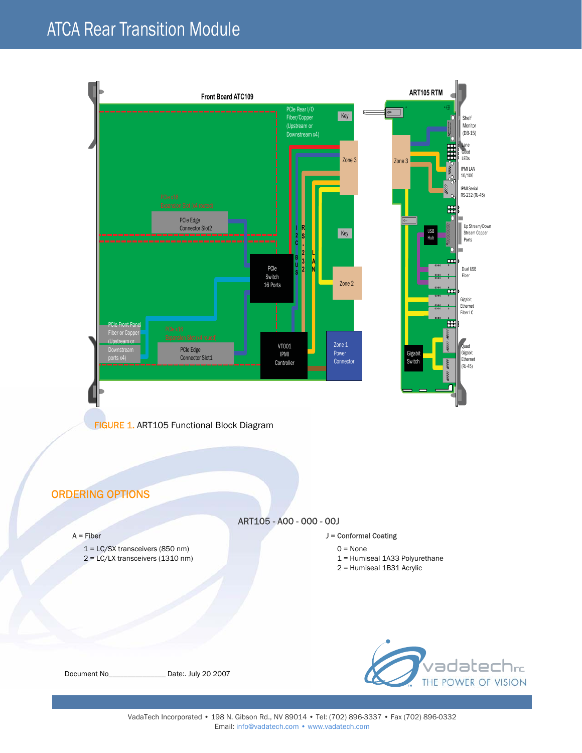# ATCA Rear Transition Module

Front Board ATC109

ART105 RTM

PCIe Rear I/O Fiber/Copper (Upstream or Downstream x4)

Key

Zone 3

Zone 3

Shelf Monitor (DB-15)

Lane Good LEDs

IPMI LAN 10/100

IPMI Serial RS-232 (RJ-45)

PCIe Edge Connector Slot2

I2C BUS

RS-232

LAN

Key

Up Stream/Down Stream Copper Ports

USB Hub

PCIe Switch 16 Ports

Zone 2

Dual USB Fiber

Gigabit Ethernet Fiber LC

PCIe Front Panel Fiber or Copper (Upstream or Downstream ports x4)

PCIe Edge Connector Slot1

VT001 IPMI Controller

Zone 1 Power Connector

Gigabit Switch

Quad Gigabit Ethernet (RJ-45)

FIGURE 1. ART105 Functional Block Diagram

## ORDERING OPTIONS

ART105 - A00 - 000 - 00J

A = Fiber

1 = LC/SX transceivers (850 nm)
2 = LC/LX transceivers (1310 nm)

J = Conformal Coating

0 = None
1 = Humiseal 1A33 Polyurethane
2 = Humiseal 1B31 Acrylic

Document No______________ Date:. July 20 2007

vadatech inc
THE POWER OF VISION

VadaTech Incorporated • 198 N. Gibson Rd., NV 89014 • Tel: (702) 896-3337 • Fax (702) 896-0332
Email: info@vadatech.com • www.vadatech.com